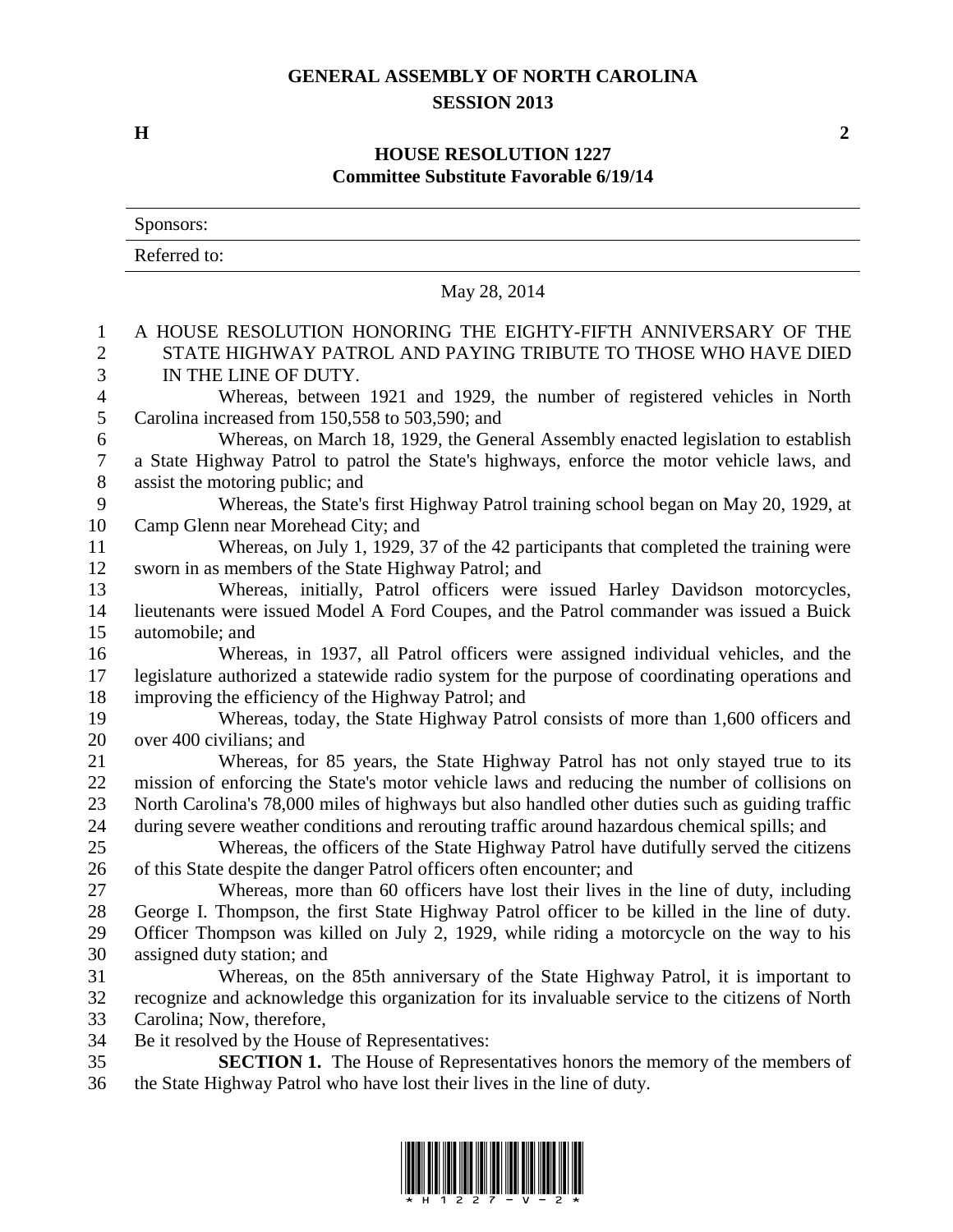# GENERAL ASSEMBLY OF NORTH CAROLINA
## SESSION 2013

**H** **2**

## HOUSE RESOLUTION 1227
### Committee Substitute Favorable 6/19/14

Sponsors:

Referred to:

May 28, 2014

A HOUSE RESOLUTION HONORING THE EIGHTY-FIFTH ANNIVERSARY OF THE STATE HIGHWAY PATROL AND PAYING TRIBUTE TO THOSE WHO HAVE DIED IN THE LINE OF DUTY.

Whereas, between 1921 and 1929, the number of registered vehicles in North Carolina increased from 150,558 to 503,590; and

Whereas, on March 18, 1929, the General Assembly enacted legislation to establish a State Highway Patrol to patrol the State's highways, enforce the motor vehicle laws, and assist the motoring public; and

Whereas, the State's first Highway Patrol training school began on May 20, 1929, at Camp Glenn near Morehead City; and

Whereas, on July 1, 1929, 37 of the 42 participants that completed the training were sworn in as members of the State Highway Patrol; and

Whereas, initially, Patrol officers were issued Harley Davidson motorcycles, lieutenants were issued Model A Ford Coupes, and the Patrol commander was issued a Buick automobile; and

Whereas, in 1937, all Patrol officers were assigned individual vehicles, and the legislature authorized a statewide radio system for the purpose of coordinating operations and improving the efficiency of the Highway Patrol; and

Whereas, today, the State Highway Patrol consists of more than 1,600 officers and over 400 civilians; and

Whereas, for 85 years, the State Highway Patrol has not only stayed true to its mission of enforcing the State's motor vehicle laws and reducing the number of collisions on North Carolina's 78,000 miles of highways but also handled other duties such as guiding traffic during severe weather conditions and rerouting traffic around hazardous chemical spills; and

Whereas, the officers of the State Highway Patrol have dutifully served the citizens of this State despite the danger Patrol officers often encounter; and

Whereas, more than 60 officers have lost their lives in the line of duty, including George I. Thompson, the first State Highway Patrol officer to be killed in the line of duty. Officer Thompson was killed on July 2, 1929, while riding a motorcycle on the way to his assigned duty station; and

Whereas, on the 85th anniversary of the State Highway Patrol, it is important to recognize and acknowledge this organization for its invaluable service to the citizens of North Carolina; Now, therefore,

Be it resolved by the House of Representatives:

**SECTION 1.** The House of Representatives honors the memory of the members of the State Highway Patrol who have lost their lives in the line of duty.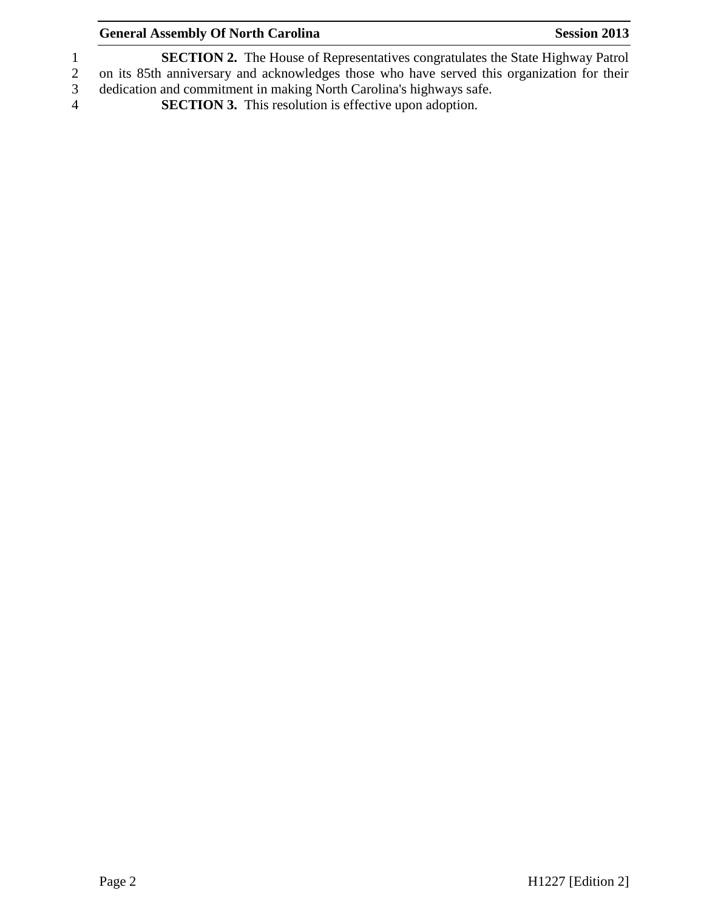**SECTION 2.** The House of Representatives congratulates the State Highway Patrol on its 85th anniversary and acknowledges those who have served this organization for their dedication and commitment in making North Carolina's highways safe.

**SECTION 3.** This resolution is effective upon adoption.